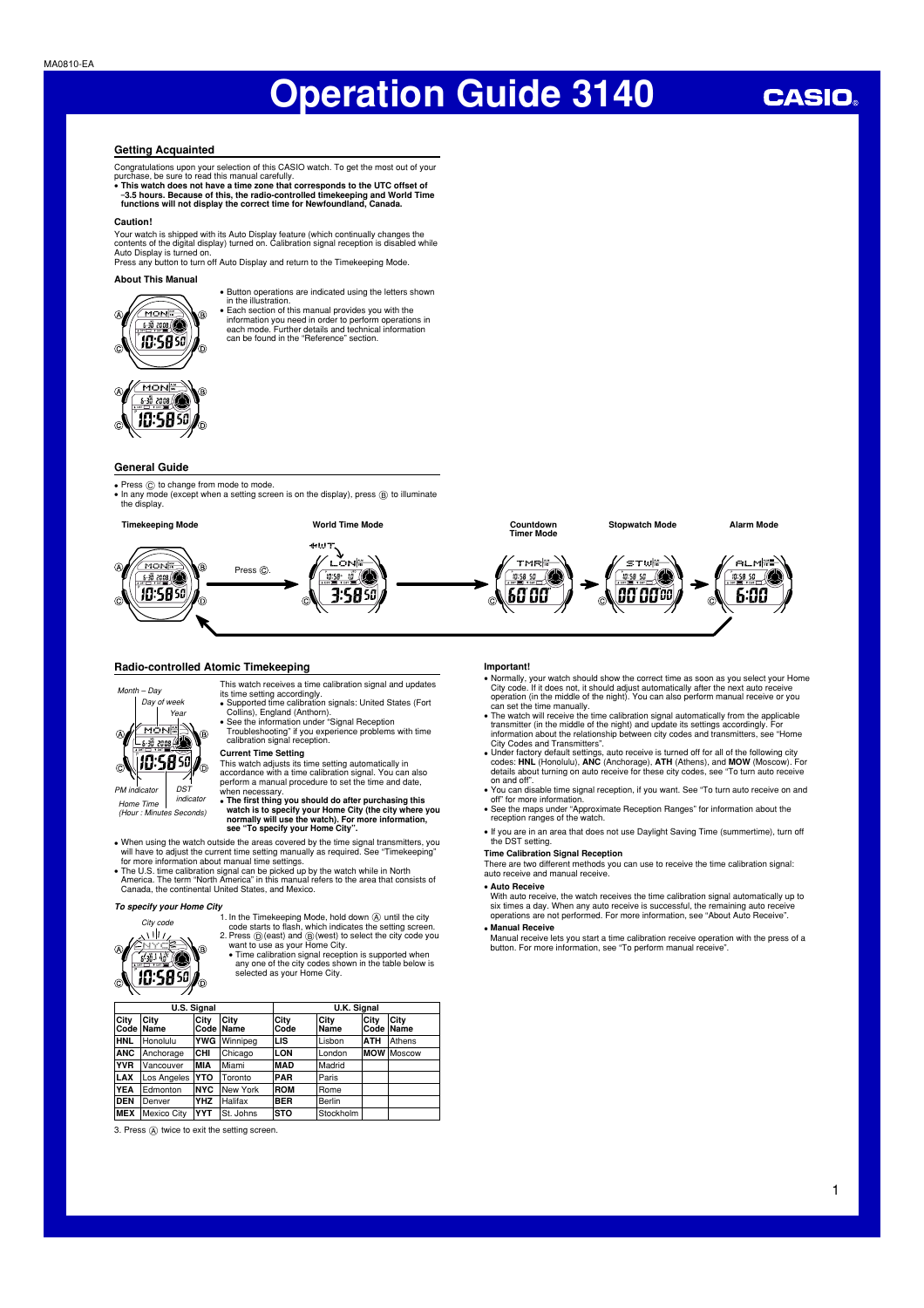MA0810-EA

# Operation Guide 3140

CASIO

## Getting Acquainted

Congratulations upon your selection of this CASIO watch. To get the most out of your purchase, be sure to read this manual carefully.

- **This watch does not have a time zone that corresponds to the UTC offset of –3.5 hours. Because of this, the radio-controlled timekeeping and World Time functions will not display the correct time for Newfoundland, Canada.**

### Caution!

Your watch is shipped with its Auto Display feature (which continually changes the contents of the digital display) turned on. Calibration signal reception is disabled while Auto Display is turned on.

Press any button to turn off Auto Display and return to the Timekeeping Mode.

### About This Manual

- Button operations are indicated using the letters shown in the illustration.
- Each section of this manual provides you with the information you need in order to perform operations in each mode. Further details and technical information can be found in the "Reference" section.

## General Guide

- Press Ⓒ to change from mode to mode.
- In any mode (except when a setting screen is on the display), press Ⓑ to illuminate the display.

Timekeeping Mode → Press Ⓒ. → World Time Mode → Countdown Timer Mode → Stopwatch Mode → Alarm Mode

## Radio-controlled Atomic Timekeeping

Month – Day, Day of week, Year, PM indicator, DST indicator, Home Time (Hour : Minutes Seconds)

This watch receives a time calibration signal and updates its time setting accordingly.

- Supported time calibration signals: United States (Fort Collins), England (Anthorn).
- See the information under "Signal Reception Troubleshooting" if you experience problems with time calibration signal reception.

### Current Time Setting

This watch adjusts its time setting automatically in accordance with a time calibration signal. You can also perform a manual procedure to set the time and date, when necessary.

- **The first thing you should do after purchasing this watch is to specify your Home City (the city where you normally will use the watch). For more information, see "To specify your Home City".**

- When using the watch outside the areas covered by the time signal transmitters, you will have to adjust the current time setting manually as required. See "Timekeeping" for more information about manual time settings.
- The U.S. time calibration signal can be picked up by the watch while in North America. The term "North America" in this manual refers to the area that consists of Canada, the continental United States, and Mexico.

#### *To specify your Home City*

City code

1. In the Timekeeping Mode, hold down Ⓐ until the city code starts to flash, which indicates the setting screen.
2. Press Ⓓ (east) and Ⓑ (west) to select the city code you want to use as your Home City.
   - Time calibration signal reception is supported when any one of the city codes shown in the table below is selected as your Home City.

| U.S. Signal | | | | U.K. Signal | | | |
|---|---|---|---|---|---|---|---|
| City Code | City Name | City Code | City Name | City Code | City Name | City Code | City Name |
| HNL | Honolulu | YWG | Winnipeg | LIS | Lisbon | ATH | Athens |
| ANC | Anchorage | CHI | Chicago | LON | London | MOW | Moscow |
| YVR | Vancouver | MIA | Miami | MAD | Madrid | | |
| LAX | Los Angeles | YTO | Toronto | PAR | Paris | | |
| YEA | Edmonton | NYC | New York | ROM | Rome | | |
| DEN | Denver | YHZ | Halifax | BER | Berlin | | |
| MEX | Mexico City | YYT | St. Johns | STO | Stockholm | | |

3. Press Ⓐ twice to exit the setting screen.

### Important!

- Normally, your watch should show the correct time as soon as you select your Home City code. If it does not, it should adjust automatically after the next auto receive operation (in the middle of the night). You can also perform manual receive or you can set the time manually.
- The watch will receive the time calibration signal automatically from the applicable transmitter (in the middle of the night) and update its settings accordingly. For information about the relationship between city codes and transmitters, see "Home City Codes and Transmitters".
- Under factory default settings, auto receive is turned off for all of the following city codes: **HNL** (Honolulu), **ANC** (Anchorage), **ATH** (Athens), and **MOW** (Moscow). For details about turning on auto receive for these city codes, see "To turn auto receive on and off".
- You can disable time signal reception, if you want. See "To turn auto receive on and off" for more information.
- See the maps under "Approximate Reception Ranges" for information about the reception ranges of the watch.
- If you are in an area that does not use Daylight Saving Time (summertime), turn off the DST setting.

### Time Calibration Signal Reception

There are two different methods you can use to receive the time calibration signal: auto receive and manual receive.

- **Auto Receive**
  With auto receive, the watch receives the time calibration signal automatically up to six times a day. When any auto receive is successful, the remaining auto receive operations are not performed. For more information, see "About Auto Receive".
- **Manual Receive**
  Manual receive lets you start a time calibration receive operation with the press of a button. For more information, see "To perform manual receive".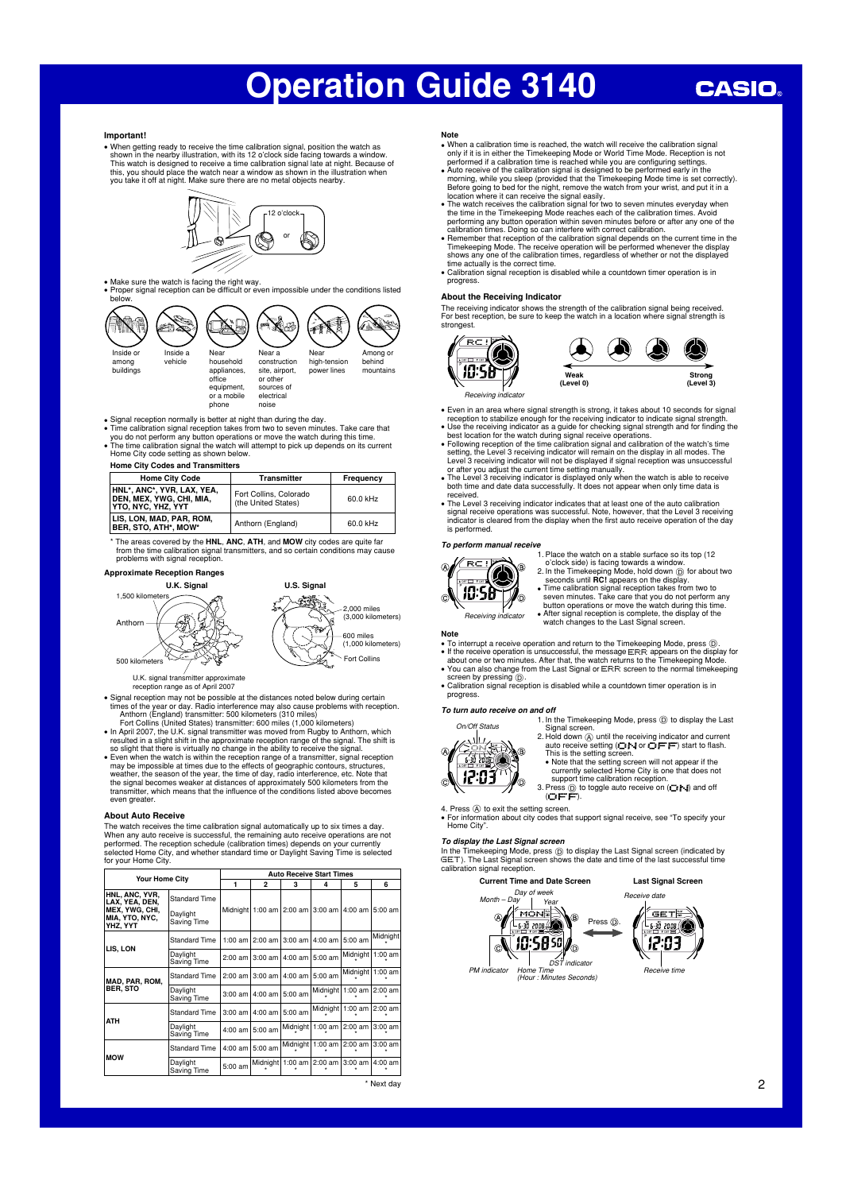# Operation Guide 3140

### Important!

- When getting ready to receive the time calibration signal, position the watch as shown in the nearby illustration, with its 12 o'clock side facing towards a window. This watch is designed to receive a time calibration signal late at night. Because of this, you should place the watch near a window as shown in the illustration when you take it off at night. Make sure there are no metal objects nearby.

12 o'clock

or

- Make sure the watch is facing the right way.
- Proper signal reception can be difficult or even impossible under the conditions listed below.

Inside or among buildings — Inside a vehicle — Near household appliances, office equipment, or a mobile phone — Near a construction site, airport, or other electrical noise — Near high-tension power lines — Among or behind mountains

- Signal reception normally is better at night than during the day.
- Time calibration signal reception takes from two to seven minutes. Take care that you do not perform any button operations or move the watch during this time.
- The time calibration signal the watch will attempt to pick up depends on its current Home City code setting as shown below.

**Home City Codes and Transmitters**

| Home City Code | Transmitter | Frequency |
|---|---|---|
| HNL*, ANC*, YVR, LAX, YEA, DEN, MEX, YWG, CHI, MIA, YTO, NYC, YHZ, YYT | Fort Collins, Colorado (the United States) | 60.0 kHz |
| LIS, LON, MAD, PAR, ROM, BER, STO, ATH*, MOW* | Anthorn (England) | 60.0 kHz |

\* The areas covered by the **HNL**, **ANC**, **ATH**, and **MOW** city codes are quite far from the time calibration signal transmitters, and so certain conditions may cause problems with signal reception.

### Approximate Reception Ranges

U.K. Signal: 1,500 kilometers; Anthorn; 500 kilometers

U.K. signal transmitter approximate reception range as of April 2007

U.S. Signal: 2,000 miles (3,000 kilometers); 600 miles (1,000 kilometers); Fort Collins

- Signal reception may not be possible at the distances noted below during certain times of the year or day. Radio interference may also cause problems with reception.
  Anthorn (England) transmitter: 500 kilometers (310 miles)
  Fort Collins (United States) transmitter: 600 miles (1,000 kilometers)
- In April 2007, the U.K. signal transmitter was moved from Rugby to Anthorn, which resulted in a slight shift in the approximate reception range of the signal. The shift is so slight that there is virtually no change in the ability to receive the signal.
- Even when the watch is within the reception range of a transmitter, signal reception may be impossible at times due to the effects of geographic contours, structures, weather, the season of the year, the time of day, radio interference, etc. Note that the signal becomes weaker at distances of approximately 500 kilometers from the transmitter, which means that the influence of the conditions listed above becomes even greater.

### About Auto Receive

The watch receives the time calibration signal automatically up to six times a day. When any auto receive is successful, the remaining auto receive operations are not performed. The reception schedule (calibration times) depends on your currently selected Home City, and whether standard time or Daylight Saving Time is selected for your Home City.

| Your Home City | | Auto Receive Start Times | | | | | |
|---|---|---|---|---|---|---|---|
| | | 1 | 2 | 3 | 4 | 5 | 6 |
| HNL, ANC, YVR, LAX, YEA, DEN, MEX, YWG, CHI, MIA, YTO, NYC, YHZ, YYT | Standard Time / Daylight Saving Time | Midnight | 1:00 am | 2:00 am | 3:00 am | 4:00 am | 5:00 am |
| LIS, LON | Standard Time | 1:00 am | 2:00 am | 3:00 am | 4:00 am | 5:00 am | Midnight* |
| | Daylight Saving Time | 2:00 am | 3:00 am | 4:00 am | 5:00 am | Midnight* | 1:00 am* |
| MAD, PAR, ROM, BER, STO | Standard Time | 2:00 am | 3:00 am | 4:00 am | 5:00 am | Midnight* | 1:00 am* |
| | Daylight Saving Time | 3:00 am | 4:00 am | 5:00 am | Midnight* | 1:00 am* | 2:00 am* |
| ATH | Standard Time | 3:00 am | 4:00 am | 5:00 am | Midnight* | 1:00 am* | 2:00 am* |
| | Daylight Saving Time | 4:00 am | 5:00 am | Midnight* | 1:00 am* | 2:00 am* | 3:00 am* |
| MOW | Standard Time | 4:00 am | 5:00 am | Midnight* | 1:00 am* | 2:00 am* | 3:00 am* |
| | Daylight Saving Time | 5:00 am | Midnight* | 1:00 am* | 2:00 am* | 3:00 am* | 4:00 am* |

\* Next day

### Note

- When a calibration time is reached, the watch will receive the calibration signal only if it is in either the Timekeeping Mode or World Time Mode. Reception is not performed if a calibration time is reached while you are configuring settings.
- Auto receive of the calibration signal is designed to be performed early in the morning, while you sleep (provided that the Timekeeping Mode time is set correctly). Before going to bed for the night, remove the watch from your wrist, and put it in a location where it can receive the signal easily.
- The watch receives the calibration signal for two to seven minutes everyday when the time in the Timekeeping Mode reaches each of the calibration times. Avoid performing any button operation within seven minutes before or after any one of the calibration times. Doing so can interfere with correct calibration.
- Remember that reception of the calibration signal depends on the current time in the Timekeeping Mode. The receive operation will be performed whenever the display shows any one of the calibration times, regardless of whether or not the displayed time actually is the correct time.
- Calibration signal reception is disabled while a countdown timer operation is in progress.

### About the Receiving Indicator

The receiving indicator shows the strength of the calibration signal being received. For best reception, be sure to keep the watch in a location where signal strength is strongest.

Receiving indicator

Weak (Level 0) — Strong (Level 3)

- Even in an area where signal strength is strong, it takes about 10 seconds for signal reception to stabilize enough for the receiving indicator to indicate signal strength.
- Use the receiving indicator as a guide for checking signal strength and for finding the best location for the watch during signal receive operations.
- Following reception of the time calibration signal and calibration of the watch's time setting, the Level 3 receiving indicator will remain on the display in all modes. The Level 3 receiving indicator will not be displayed if signal reception was unsuccessful or after you adjust the current time setting manually.
- The Level 3 receiving indicator is displayed only when the watch is able to receive both time and date data successfully. It does not appear when only time data is received.
- The Level 3 receiving indicator indicates that at least one of the auto calibration signal receive operations was successful. Note, however, that the Level 3 receiving indicator is cleared from the display when the first auto receive operation of the day is performed.

#### *To perform manual receive*

1. Place the watch on a stable surface so its top (12 o'clock side) is facing towards a window.
2. In the Timekeeping Mode, hold down Ⓓ for about two seconds until **RC!** appears on the display.
   - Time calibration signal reception takes from two to seven minutes. Take care that you do not perform any button operations or move the watch during this time.
   - After signal reception is complete, the display of the watch changes to the Last Signal screen.

Receiving indicator

**Note**

- To interrupt a receive operation and return to the Timekeeping Mode, press Ⓓ.
- If the receive operation is unsuccessful, the message ERR appears on the display for about one or two minutes. After that, the watch returns to the Timekeeping Mode.
- You can also change from the Last Signal or ERR screen to the normal timekeeping screen by pressing Ⓓ.
- Calibration signal reception is disabled while a countdown timer operation is in progress.

#### *To turn auto receive on and off*

On/Off Status

1. In the Timekeeping Mode, press Ⓓ to display the Last Signal screen.
2. Hold down Ⓐ until the receiving indicator and current auto receive setting (ON or OFF) start to flash. This is the setting screen.
   - Note that the setting screen will not appear if the currently selected Home City is one that does not support time calibration reception.
3. Press Ⓓ to toggle auto receive on (ON) and off (OFF).
4. Press Ⓐ to exit the setting screen.

- For information about city codes that support signal receive, see "To specify your Home City".

#### *To display the Last Signal screen*

In the Timekeeping Mode, press Ⓓ to display the Last Signal screen (indicated by GET). The Last Signal screen shows the date and time of the last successful time calibration signal reception.

Current Time and Date Screen: Day of week; Month – Day; Year; PM indicator; Home Time (Hour : Minutes Seconds); DST indicator

Press Ⓓ.

Last Signal Screen: Receive date; Receive time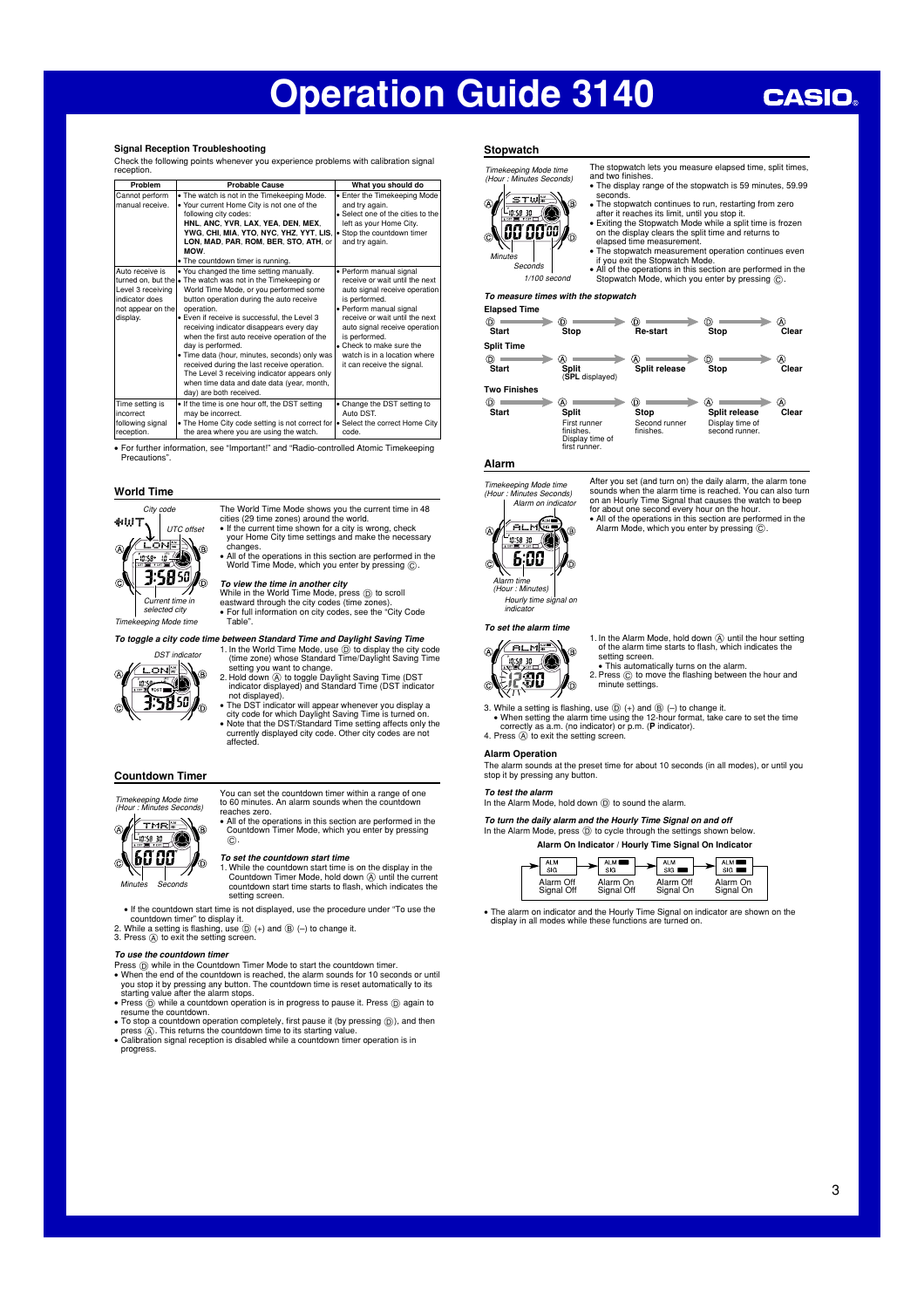# Operation Guide 3140

## Signal Reception Troubleshooting

Check the following points whenever you experience problems with calibration signal reception.

| Problem | Probable Cause | What you should do |
|---|---|---|
| Cannot perform manual receive. | • The watch is not in the Timekeeping Mode.<br>• Your current Home City is not one of the following city codes: **HNL**, **ANC**, **YVR**, **LAX**, **YEA**, **DEN**, **MEX**, **YWG**, **CHI**, **MIA**, **YTO**, **NYC**, **YHZ**, **YYT**, **LIS**, **LON**, **MAD**, **PAR**, **ROM**, **BER**, **STO**, **ATH**, or **MOW**.<br>• The countdown timer is running. | • Enter the Timekeeping Mode and try again.<br>• Select one of the cities to the left as your Home City.<br>• Stop the countdown timer and try again. |
| Auto receive is turned on, but the Level 3 receiving indicator does not appear on the display. | • You changed the time setting manually.<br>• The watch was not in the Timekeeping or World Time Mode, or you performed some button operation during the auto receive operation.<br>• Even if receive is successful, the Level 3 receiving indicator disappears every day when the first auto receive operation of the day is performed.<br>• Time data (hour, minutes, seconds) only was received during the last receive operation. The Level 3 receiving indicator appears only when time data and date data (year, month, day) are both received. | • Perform manual signal receive or wait until the next auto signal receive operation is performed.<br>• Perform manual signal receive or wait until the next auto signal receive operation is performed.<br>• Check to make sure the watch is in a location where it can receive the signal. |
| Time setting is incorrect following signal reception. | • If the time is one hour off, the DST setting may be incorrect.<br>• The Home City code setting is not correct for the area where you are using the watch. | • Change the DST setting to Auto DST.<br>• Select the correct Home City code. |

• For further information, see "Important!" and "Radio-controlled Atomic Timekeeping Precautions".

## World Time

The World Time Mode shows you the current time in 48 cities (29 time zones) around the world.

• If the current time shown for a city is wrong, check your Home City time settings and make the necessary changes.
• All of the operations in this section are performed in the World Time Mode, which you enter by pressing Ⓒ.

City code · UTC offset · Current time in selected city · Timekeeping Mode time

### *To view the time in another city*

While in the World Time Mode, press Ⓓ to scroll eastward through the city codes (time zones).
• For full information on city codes, see the "City Code Table".

### *To toggle a city code time between Standard Time and Daylight Saving Time*

DST indicator

1. In the World Time Mode, use Ⓓ to display the city code (time zone) whose Standard Time/Daylight Saving Time setting you want to change.
2. Hold down Ⓐ to toggle Daylight Saving Time (DST indicator displayed) and Standard Time (DST indicator not displayed).

• The DST indicator will appear whenever you display a city code for which Daylight Saving Time is turned on.
• Note that the DST/Standard Time setting affects only the currently displayed city code. Other city codes are not affected.

## Countdown Timer

You can set the countdown timer within a range of one to 60 minutes. An alarm sounds when the countdown reaches zero.
• All of the operations in this section are performed in the Countdown Timer Mode, which you enter by pressing Ⓒ.

Timekeeping Mode time (Hour : Minutes Seconds) · Minutes · Seconds

### *To set the countdown start time*

1. While the countdown start time is on the display in the Countdown Timer Mode, hold down Ⓐ until the current countdown start time starts to flash, which indicates the setting screen.

• If the countdown start time is not displayed, use the procedure under "To use the countdown timer" to display it.

2. While a setting is flashing, use Ⓓ (+) and Ⓑ (–) to change it.
3. Press Ⓐ to exit the setting screen.

### *To use the countdown timer*

Press Ⓓ while in the Countdown Timer Mode to start the countdown timer.
• When the end of the countdown is reached, the alarm sounds for 10 seconds or until you stop it by pressing any button. The countdown time is reset automatically to its starting value after the alarm stops.
• Press Ⓓ while a countdown operation is in progress to pause it. Press Ⓓ again to resume the countdown.
• To stop a countdown operation completely, first pause it (by pressing Ⓓ), and then press Ⓐ. This returns the countdown time to its starting value.
• Calibration signal reception is disabled while a countdown timer operation is in progress.

## Stopwatch

The stopwatch lets you measure elapsed time, split times, and two finishes.
• The display range of the stopwatch is 59 minutes, 59.99 seconds.
• The stopwatch continues to run, restarting from zero after it reaches its limit, until you stop it.
• Exiting the Stopwatch Mode while a split time is frozen on the display clears the split time and returns to elapsed time measurement.
• The stopwatch measurement operation continues even if you exit the Stopwatch Mode.
• All of the operations in this section are performed in the Stopwatch Mode, which you enter by pressing Ⓒ.

Timekeeping Mode time (Hour : Minutes Seconds) · Minutes · Seconds · 1/100 second

### *To measure times with the stopwatch*

**Elapsed Time**

Ⓓ Start → Ⓓ Stop → Ⓓ Re-start → Ⓓ Stop → Ⓐ Clear

**Split Time**

Ⓓ Start → Ⓐ Split (**SPL** displayed) → Ⓐ Split release → Ⓓ Stop → Ⓐ Clear

**Two Finishes**

Ⓓ Start → Ⓐ Split (First runner finishes. Display time of first runner.) → Ⓓ Stop (Second runner finishes.) → Ⓐ Split release (Display time of second runner.) → Ⓐ Clear

## Alarm

After you set (and turn on) the daily alarm, the alarm tone sounds when the alarm time is reached. You can also turn on an Hourly Time Signal that causes the watch to beep for about one second every hour on the hour.
• All of the operations in this section are performed in the Alarm Mode, which you enter by pressing Ⓒ.

Timekeeping Mode time (Hour : Minutes Seconds) · Alarm on indicator · Alarm time (Hour : Minutes) · Hourly time signal on indicator

### *To set the alarm time*

1. In the Alarm Mode, hold down Ⓐ until the hour setting of the alarm time starts to flash, which indicates the setting screen.
   • This automatically turns on the alarm.
2. Press Ⓒ to move the flashing between the hour and minute settings.
3. While a setting is flashing, use Ⓓ (+) and Ⓑ (–) to change it.
   • When setting the alarm time using the 12-hour format, take care to set the time correctly as a.m. (no indicator) or p.m. (**P** indicator).
4. Press Ⓐ to exit the setting screen.

### Alarm Operation

The alarm sounds at the preset time for about 10 seconds (in all modes), or until you stop it by pressing any button.

### *To test the alarm*

In the Alarm Mode, hold down Ⓓ to sound the alarm.

### *To turn the daily alarm and the Hourly Time Signal on and off*

In the Alarm Mode, press Ⓓ to cycle through the settings shown below.

**Alarm On Indicator / Hourly Time Signal On Indicator**

Alarm Off Signal Off → Alarm On Signal Off → Alarm Off Signal On → Alarm On Signal On

• The alarm on indicator and the Hourly Time Signal on indicator are shown on the display in all modes while these functions are turned on.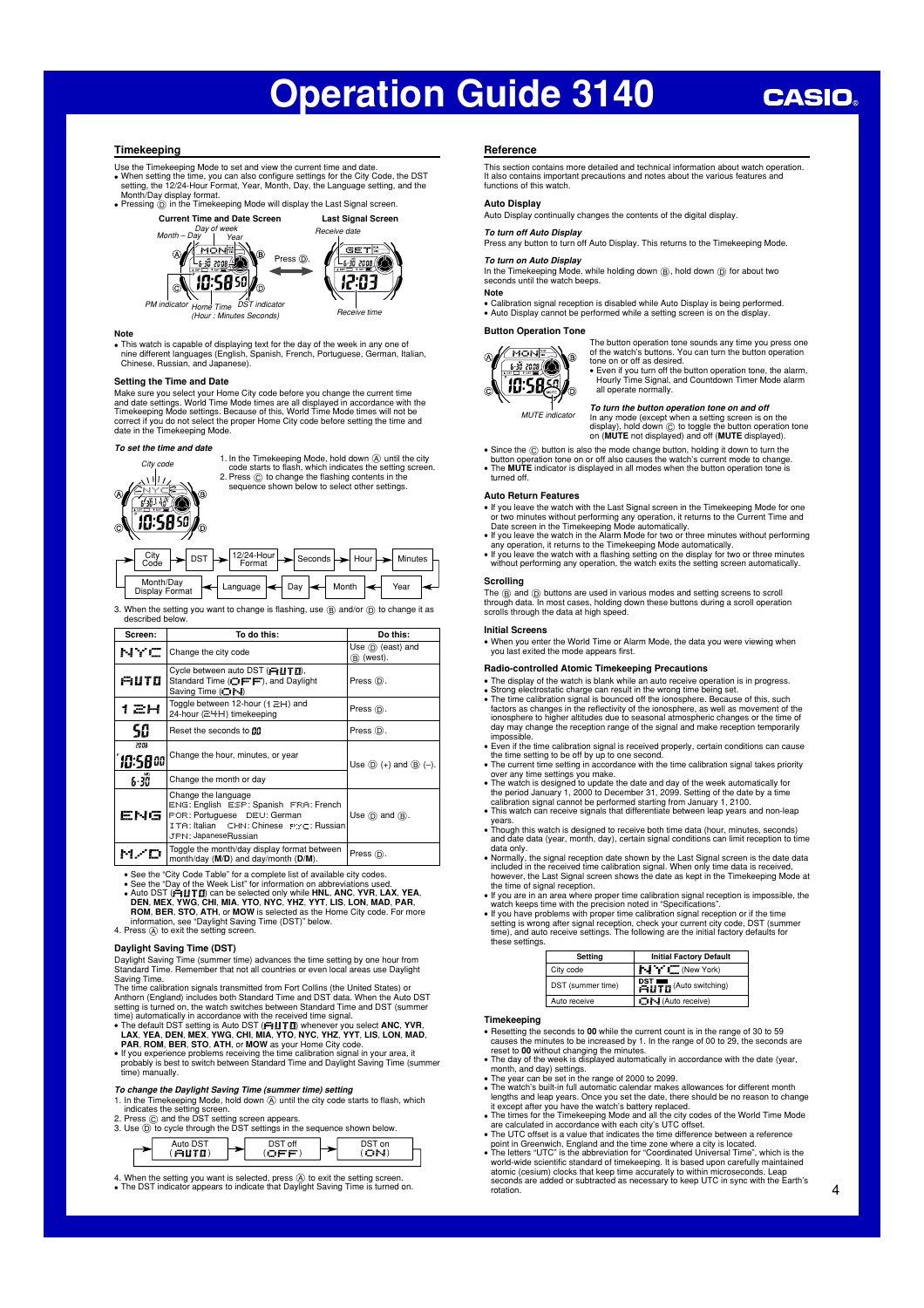# Operation Guide 3140

## Timekeeping

Use the Timekeeping Mode to set and view the current time and date.

- When setting the time, you can also configure settings for the City Code, the DST setting, the 12/24-Hour Format, Year, Month, Day, the Language setting, and the Month/Day display format.
- Pressing Ⓓ in the Timekeeping Mode will display the Last Signal screen.

**Current Time and Date Screen** — Month – Day, Day of week, Year, PM indicator, Home Time (Hour : Minutes Seconds), DST indicator

Press Ⓓ.

**Last Signal Screen** — Receive date, Receive time

### Note

- This watch is capable of displaying text for the day of the week in any one of nine different languages (English, Spanish, French, Portuguese, German, Italian, Chinese, Russian, and Japanese).

### Setting the Time and Date

Make sure you select your Home City code before you change the current time and date settings. World Time Mode times are all displayed in accordance with the Timekeeping Mode settings. Because of this, World Time Mode times will not be correct if you do not select the proper Home City code before setting the time and date in the Timekeeping Mode.

*To set the time and date*

City code

1. In the Timekeeping Mode, hold down Ⓐ until the city code starts to flash, which indicates the setting screen.
2. Press Ⓒ to change the flashing contents in the sequence shown below to select other settings.

City Code → DST → 12/24-Hour Format → Seconds → Hour → Minutes → Year → Month → Day → Language → Month/Day Display Format → City Code

3. When the setting you want to change is flashing, use Ⓑ and/or Ⓓ to change it as described below.

| Screen: | To do this: | Do this: |
|---|---|---|
| NYC | Change the city code | Use Ⓓ (east) and Ⓑ (west). |
| AUTO | Cycle between auto DST (AUTO), Standard Time (OFF), and Daylight Saving Time (ON) | Press Ⓓ. |
| 12H | Toggle between 12-hour (12H) and 24-hour (24H) timekeeping | Press Ⓓ. |
| 50 | Reset the seconds to 00 | Press Ⓓ. |
| 2008 10:58 00 | Change the hour, minutes, or year | Use Ⓓ (+) and Ⓑ (–). |
| 6-30 | Change the month or day | |
| ENG | Change the language<br>ENG: English ESP: Spanish FRA: French<br>POR: Portuguese DEU: German<br>ITA: Italian CHN: Chinese РУС: Russian<br>JPN: JapaneseRussian | Use Ⓓ and Ⓑ. |
| M/D | Toggle the month/day display format between month/day (**M/D**) and day/month (**D/M**). | Press Ⓓ. |

- See the "City Code Table" for a complete list of available city codes.
- See the "Day of the Week List" for information on abbreviations used.
- Auto DST (AUTO) can be selected only while **HNL**, **ANC**, **YVR**, **LAX**, **YEA**, **DEN**, **MEX**, **YWG**, **CHI**, **MIA**, **YTO**, **NYC**, **YHZ**, **YYT**, **LIS**, **LON**, **MAD**, **PAR**, **ROM**, **BER**, **STO**, **ATH**, or **MOW** is selected as the Home City code. For more information, see "Daylight Saving Time (DST)" below.

4. Press Ⓐ to exit the setting screen.

### Daylight Saving Time (DST)

Daylight Saving Time (summer time) advances the time setting by one hour from Standard Time. Remember that not all countries or even local areas use Daylight Saving Time.

The time calibration signals transmitted from Fort Collins (the United States) or Anthorn (England) includes both Standard Time and DST data. When the Auto DST setting is turned on, the watch switches between Standard Time and DST (summer time) automatically in accordance with the received time signal.

- The default DST setting is Auto DST (AUTO) whenever you select **ANC**, **YVR**, **LAX**, **YEA**, **DEN**, **MEX**, **YWG**, **CHI**, **MIA**, **YTO**, **NYC**, **YHZ**, **YYT**, **LIS**, **LON**, **MAD**, **PAR**, **ROM**, **BER**, **STO**, **ATH**, or **MOW** as your Home City code.
- If you experience problems receiving the time calibration signal in your area, it probably is best to switch between Standard Time and Daylight Saving Time (summer time) manually.

*To change the Daylight Saving Time (summer time) setting*

1. In the Timekeeping Mode, hold down Ⓐ until the city code starts to flash, which indicates the setting screen.
2. Press Ⓒ and the DST setting screen appears.
3. Use Ⓓ to cycle through the DST settings in the sequence shown below.

Auto DST (AUTO) → DST off (OFF) → DST on (ON) → Auto DST (AUTO)

4. When the setting you want is selected, press Ⓐ to exit the setting screen.

- The DST indicator appears to indicate that Daylight Saving Time is turned on.

## Reference

This section contains more detailed and technical information about watch operation. It also contains important precautions and notes about the various features and functions of this watch.

### Auto Display

Auto Display continually changes the contents of the digital display.

*To turn off Auto Display*

Press any button to turn off Auto Display. This returns to the Timekeeping Mode.

*To turn on Auto Display*

In the Timekeeping Mode, while holding down Ⓑ, hold down Ⓓ for about two seconds until the watch beeps.

**Note**

- Calibration signal reception is disabled while Auto Display is being performed.
- Auto Display cannot be performed while a setting screen is on the display.

### Button Operation Tone

MUTE indicator

The button operation tone sounds any time you press one of the watch's buttons. You can turn the button operation tone on or off as desired.

- Even if you turn off the button operation tone, the alarm, Hourly Time Signal, and Countdown Timer Mode alarm all operate normally.

*To turn the button operation tone on and off*

In any mode (except when a setting screen is on the display), hold down Ⓒ to toggle the button operation tone on (**MUTE** not displayed) and off (**MUTE** displayed).

- Since the Ⓒ button is also the mode change button, holding it down to turn the button operation tone on or off also causes the watch's current mode to change.
- The **MUTE** indicator is displayed in all modes when the button operation tone is turned off.

### Auto Return Features

- If you leave the watch with the Last Signal screen in the Timekeeping Mode for one or two minutes without performing any operation, it returns to the Current Time and Date Screen in the Timekeeping Mode automatically.
- If you leave the watch in the Alarm Mode for two or three minutes without performing any operation, it returns to the Timekeeping Mode automatically.
- If you leave the watch with a flashing setting on the display for two or three minutes without performing any operation, the watch exits the setting screen automatically.

### Scrolling

The Ⓑ and Ⓓ buttons are used in various modes and setting screens to scroll through data. In most cases, holding down these buttons during a scroll operation scrolls through the data at high speed.

### Initial Screens

- When you enter the World Time or Alarm Mode, the data you were viewing when you last exited the mode appears first.

### Radio-controlled Atomic Timekeeping Precautions

- The display of the watch is blank while an auto receive operation is in progress.
- Strong electrostatic charge can result in the wrong time being set.
- The time calibration signal is bounced off the ionosphere. Because of this, such factors as changes in the reflectivity of the ionosphere, as well as movement of the ionosphere to higher altitudes due to seasonal atmospheric changes or the time of day may change the reception range of the signal and make reception temporarily impossible.
- Even if the time calibration signal is received properly, certain conditions can cause the time setting to be off by up to one second.
- The current time setting in accordance with the time calibration signal takes priority over any time settings you make.
- The watch is designed to update the date and day of the week automatically for the period January 1, 2000 to December 31, 2099. Setting of the date by a time calibration signal cannot be performed starting from January 1, 2100.
- This watch can receive signals that differentiate between leap years and non-leap years.
- Though this watch is designed to receive both time data (hour, minutes, seconds) and date data (year, month, day), certain signal conditions can limit reception to time data only.
- Normally, the signal reception date shown by the Last Signal screen is the date data included in the received time calibration signal. When only time data is received, however, the Last Signal screen shows the date as kept in the Timekeeping Mode at the time of signal reception.
- If you are in an area where proper time calibration signal reception is impossible, the watch keeps time with the precision noted in "Specifications".
- If you have problems with proper time calibration signal reception or if the time setting is wrong after signal reception, check your current city code, DST (summer time), and auto receive settings. The following are the initial factory defaults for these settings.

| Setting | Initial Factory Default |
|---|---|
| City code | NYC (New York) |
| DST (summer time) | DST AUTO (Auto switching) |
| Auto receive | ON (Auto receive) |

### Timekeeping

- Resetting the seconds to **00** while the current count is in the range of 30 to 59 causes the minutes to be increased by 1. In the range of 00 to 29, the seconds are reset to **00** without changing the minutes.
- The day of the week is displayed automatically in accordance with the date (year, month, and day) settings.
- The year can be set in the range of 2000 to 2099.
- The watch's built-in full automatic calendar makes allowances for different month lengths and leap years. Once you set the date, there should be no reason to change it except after you have the watch's battery replaced.
- The times for the Timekeeping Mode and all the city codes of the World Time Mode are calculated in accordance with each city's UTC offset.
- The UTC offset is a value that indicates the time difference between a reference point in Greenwich, England and the time zone where a city is located.
- The letters "UTC" is the abbreviation for "Coordinated Universal Time", which is the world-wide scientific standard of timekeeping. It is based upon carefully maintained atomic (cesium) clocks that keep time accurately to within microseconds. Leap seconds are added or subtracted as necessary to keep UTC in sync with the Earth's rotation.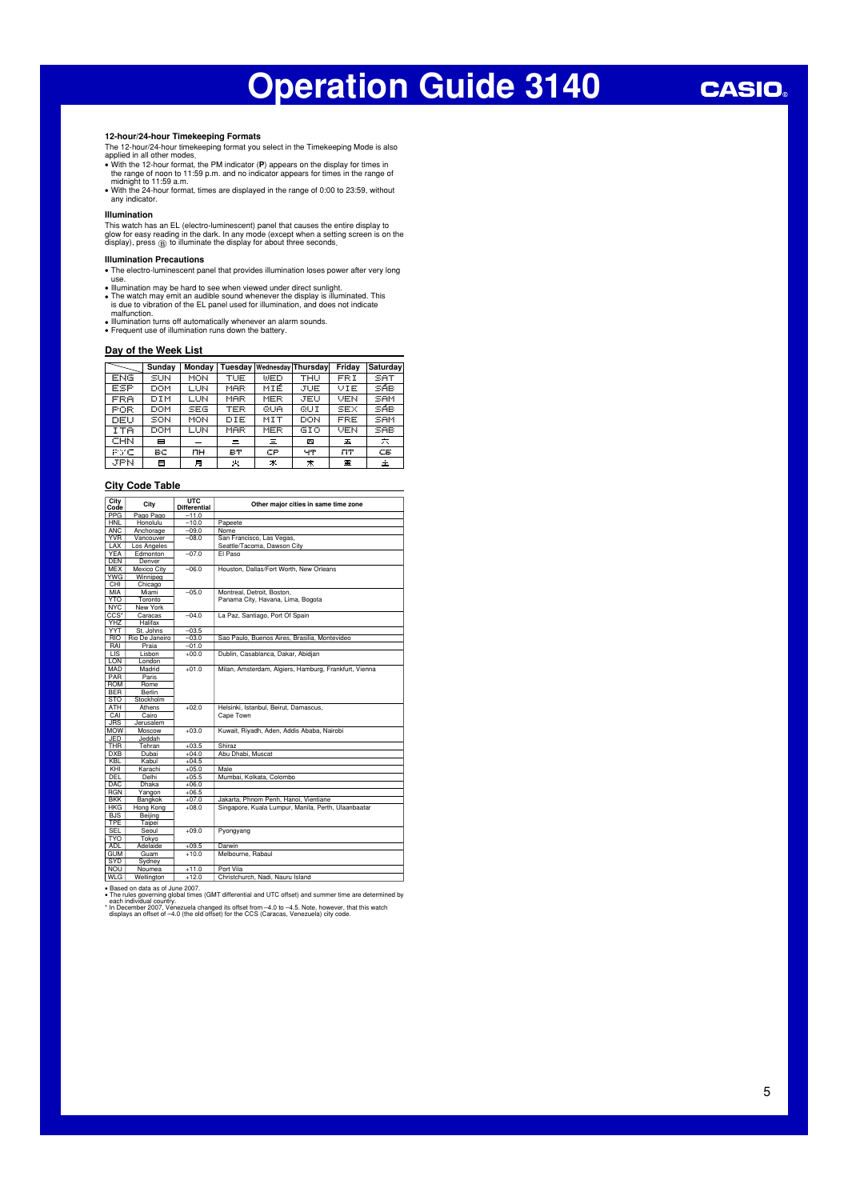**12-hour/24-hour Timekeeping Formats**

The 12-hour/24-hour timekeeping format you select in the Timekeeping Mode is also applied in all other modes.

- With the 12-hour format, the PM indicator (**P**) appears on the display for times in the range of noon to 11:59 p.m. and no indicator appears for times in the range of midnight to 11:59 a.m.
- With the 24-hour format, times are displayed in the range of 0:00 to 23:59, without any indicator.

**Illumination**

This watch has an EL (electro-luminescent) panel that causes the entire display to glow for easy reading in the dark. In any mode (except when a setting screen is on the display), press Ⓑ to illuminate the display for about three seconds.

**Illumination Precautions**

- The electro-luminescent panel that provides illumination loses power after very long use.
- Illumination may be hard to see when viewed under direct sunlight.
- The watch may emit an audible sound whenever the display is illuminated. This is due to vibration of the EL panel used for illumination, and does not indicate malfunction.
- Illumination turns off automatically whenever an alarm sounds.
- Frequent use of illumination runs down the battery.

## Day of the Week List

| | Sunday | Monday | Tuesday | Wednesday | Thursday | Friday | Saturday |
|---|---|---|---|---|---|---|---|
| ENG | SUN | MON | TUE | WED | THU | FRI | SAT |
| ESP | DOM | LUN | MAR | MIÉ | JUE | VIE | SÁB |
| FRA | DIM | LUN | MAR | MER | JEU | VEN | SAM |
| POR | DOM | SEG | TER | QUA | QUI | SEX | SÁB |
| DEU | SON | MON | DIE | MIT | DON | FRE | SAM |
| ITA | DOM | LUN | MAR | MER | GIO | VEN | SAB |
| CHN | 日 | 一 | 二 | 三 | 四 | 五 | 六 |
| РУС | ВС | ПН | ВТ | СР | ЧТ | ПТ | СБ |
| JPN | 日 | 月 | 火 | 水 | 木 | 金 | 土 |

## City Code Table

| City Code | City | UTC Differential | Other major cities in same time zone |
|---|---|---|---|
| PPG | Pago Pago | –11.0 | |
| HNL | Honolulu | –10.0 | Papeete |
| ANC | Anchorage | –09.0 | Nome |
| YVR | Vancouver | –08.0 | San Francisco, Las Vegas, Seattle/Tacoma, Dawson City |
| LAX | Los Angeles | | |
| YEA | Edmonton | –07.0 | El Paso |
| DEN | Denver | | |
| MEX | Mexico City | –06.0 | Houston, Dallas/Fort Worth, New Orleans |
| YWG | Winnipeg | | |
| CHI | Chicago | | |
| MIA | Miami | –05.0 | Montreal, Detroit, Boston, Panama City, Havana, Lima, Bogota |
| YTO | Toronto | | |
| NYC | New York | | |
| CCS* | Caracas | –04.0 | La Paz, Santiago, Port Of Spain |
| YHZ | Halifax | | |
| YYT | St. Johns | –03.5 | |
| RIO | Rio De Janeiro | –03.0 | Sao Paulo, Buenos Aires, Brasilia, Montevideo |
| RAI | Praia | –01.0 | |
| LIS | Lisbon | +00.0 | Dublin, Casablanca, Dakar, Abidjan |
| LON | London | | |
| MAD | Madrid | +01.0 | Milan, Amsterdam, Algiers, Hamburg, Frankfurt, Vienna |
| PAR | Paris | | |
| ROM | Rome | | |
| BER | Berlin | | |
| STO | Stockholm | | |
| ATH | Athens | +02.0 | Helsinki, Istanbul, Beirut, Damascus, Cape Town |
| CAI | Cairo | | |
| JRS | Jerusalem | | |
| MOW | Moscow | +03.0 | Kuwait, Riyadh, Aden, Addis Ababa, Nairobi |
| JED | Jeddah | | |
| THR | Tehran | +03.5 | Shiraz |
| DXB | Dubai | +04.0 | Abu Dhabi, Muscat |
| KBL | Kabul | +04.5 | |
| KHI | Karachi | +05.0 | Male |
| DEL | Delhi | +05.5 | Mumbai, Kolkata, Colombo |
| DAC | Dhaka | +06.0 | |
| RGN | Yangon | +06.5 | |
| BKK | Bangkok | +07.0 | Jakarta, Phnom Penh, Hanoi, Vientiane |
| HKG | Hong Kong | +08.0 | Singapore, Kuala Lumpur, Manila, Perth, Ulaanbaatar |
| BJS | Beijing | | |
| TPE | Taipei | | |
| SEL | Seoul | +09.0 | Pyongyang |
| TYO | Tokyo | | |
| ADL | Adelaide | +09.5 | Darwin |
| GUM | Guam | +10.0 | Melbourne, Rabaul |
| SYD | Sydney | | |
| NOU | Noumea | +11.0 | Port Vila |
| WLG | Wellington | +12.0 | Christchurch, Nadi, Nauru Island |

- Based on data as of June 2007.
- The rules governing global times (GMT differential and UTC offset) and summer time are determined by each individual country.

\* In December 2007, Venezuela changed its offset from –4.0 to –4.5. Note, however, that this watch displays an offset of –4.0 (the old offset) for the CCS (Caracas, Venezuela) city code.